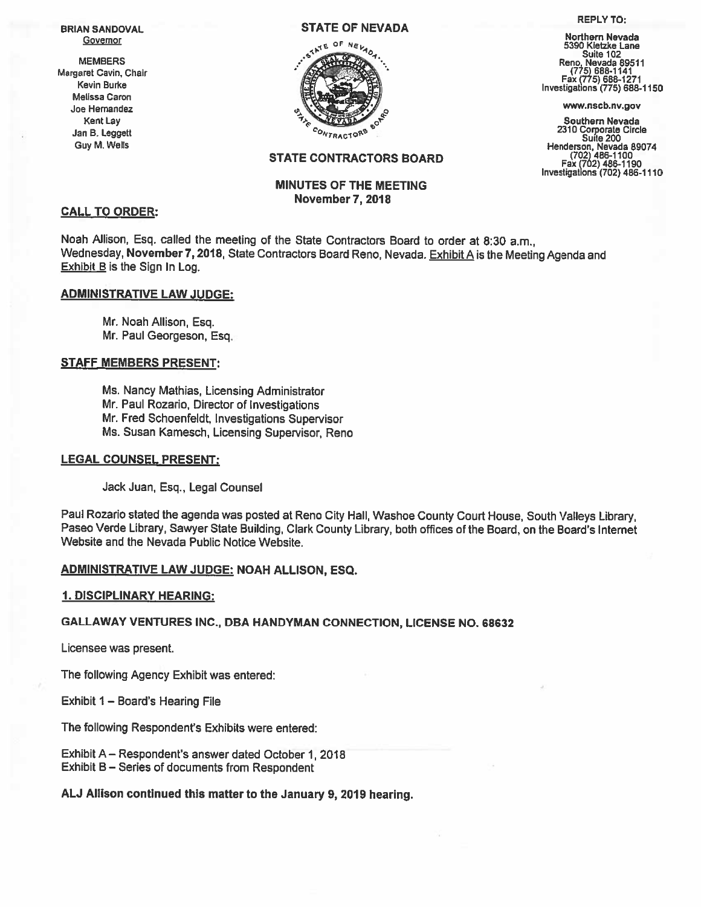**BRIAN SANDOVAL**
Governor

MEMBERS
Margaret Cavin, Chair
Kevin Burke
Melissa Caron
Joe Hernandez
Kent Lay
Jan B. Leggett
Guy M. Wells

**STATE OF NEVADA**

**STATE CONTRACTORS BOARD**

**REPLY TO:**

**Northern Nevada**
5390 Kietzke Lane
Suite 102
Reno, Nevada 89511
(775) 688-1141
Fax (775) 688-1271
Investigations (775) 688-1150

**www.nscb.nv.gov**

**Southern Nevada**
2310 Corporate Circle
Suite 200
Henderson, Nevada 89074
(702) 486-1100
Fax (702) 486-1190
Investigations (702) 486-1110

## MINUTES OF THE MEETING
### November 7, 2018

**CALL TO ORDER:**

Noah Allison, Esq. called the meeting of the State Contractors Board to order at 8:30 a.m., Wednesday, **November 7, 2018**, State Contractors Board Reno, Nevada. Exhibit A is the Meeting Agenda and Exhibit B is the Sign In Log.

**ADMINISTRATIVE LAW JUDGE:**

Mr. Noah Allison, Esq.
Mr. Paul Georgeson, Esq.

**STAFF MEMBERS PRESENT:**

Ms. Nancy Mathias, Licensing Administrator
Mr. Paul Rozario, Director of Investigations
Mr. Fred Schoenfeldt, Investigations Supervisor
Ms. Susan Kamesch, Licensing Supervisor, Reno

**LEGAL COUNSEL PRESENT:**

Jack Juan, Esq., Legal Counsel

Paul Rozario stated the agenda was posted at Reno City Hall, Washoe County Court House, South Valleys Library, Paseo Verde Library, Sawyer State Building, Clark County Library, both offices of the Board, on the Board's Internet Website and the Nevada Public Notice Website.

**ADMINISTRATIVE LAW JUDGE: NOAH ALLISON, ESQ.**

**1. DISCIPLINARY HEARING:**

**GALLAWAY VENTURES INC., DBA HANDYMAN CONNECTION, LICENSE NO. 68632**

Licensee was present.

The following Agency Exhibit was entered:

Exhibit 1 – Board's Hearing File

The following Respondent's Exhibits were entered:

Exhibit A – Respondent's answer dated October 1, 2018
Exhibit B – Series of documents from Respondent

**ALJ Allison continued this matter to the January 9, 2019 hearing.**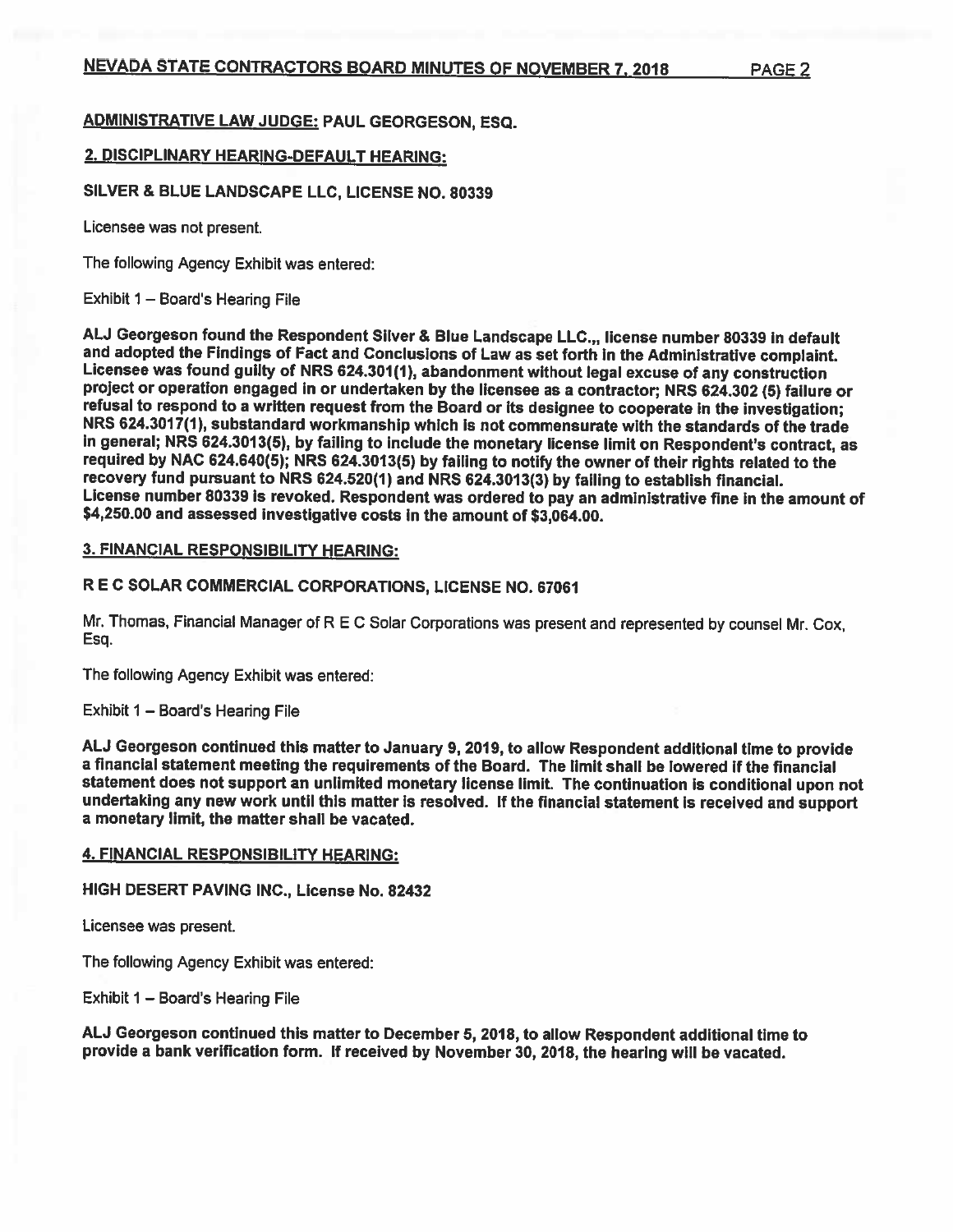**ADMINISTRATIVE LAW JUDGE: PAUL GEORGESON, ESQ.**

**2. DISCIPLINARY HEARING-DEFAULT HEARING:**

**SILVER & BLUE LANDSCAPE LLC, LICENSE NO. 80339**

Licensee was not present.

The following Agency Exhibit was entered:

Exhibit 1 – Board's Hearing File

**ALJ Georgeson found the Respondent Silver & Blue Landscape LLC.,, license number 80339 in default and adopted the Findings of Fact and Conclusions of Law as set forth in the Administrative complaint. Licensee was found guilty of NRS 624.301(1), abandonment without legal excuse of any construction project or operation engaged in or undertaken by the licensee as a contractor; NRS 624.302 (5) failure or refusal to respond to a written request from the Board or its designee to cooperate in the investigation; NRS 624.3017(1), substandard workmanship which is not commensurate with the standards of the trade in general; NRS 624.3013(5), by failing to include the monetary license limit on Respondent's contract, as required by NAC 624.640(5); NRS 624.3013(5) by failing to notify the owner of their rights related to the recovery fund pursuant to NRS 624.520(1) and NRS 624.3013(3) by failing to establish financial. License number 80339 is revoked. Respondent was ordered to pay an administrative fine in the amount of $4,250.00 and assessed investigative costs in the amount of $3,064.00.**

**3. FINANCIAL RESPONSIBILITY HEARING:**

**R E C SOLAR COMMERCIAL CORPORATIONS, LICENSE NO. 67061**

Mr. Thomas, Financial Manager of R E C Solar Corporations was present and represented by counsel Mr. Cox, Esq.

The following Agency Exhibit was entered:

Exhibit 1 – Board's Hearing File

**ALJ Georgeson continued this matter to January 9, 2019, to allow Respondent additional time to provide a financial statement meeting the requirements of the Board. The limit shall be lowered if the financial statement does not support an unlimited monetary license limit. The continuation is conditional upon not undertaking any new work until this matter is resolved. If the financial statement is received and support a monetary limit, the matter shall be vacated.**

**4. FINANCIAL RESPONSIBILITY HEARING:**

**HIGH DESERT PAVING INC., License No. 82432**

Licensee was present.

The following Agency Exhibit was entered:

Exhibit 1 – Board's Hearing File

**ALJ Georgeson continued this matter to December 5, 2018, to allow Respondent additional time to provide a bank verification form. If received by November 30, 2018, the hearing will be vacated.**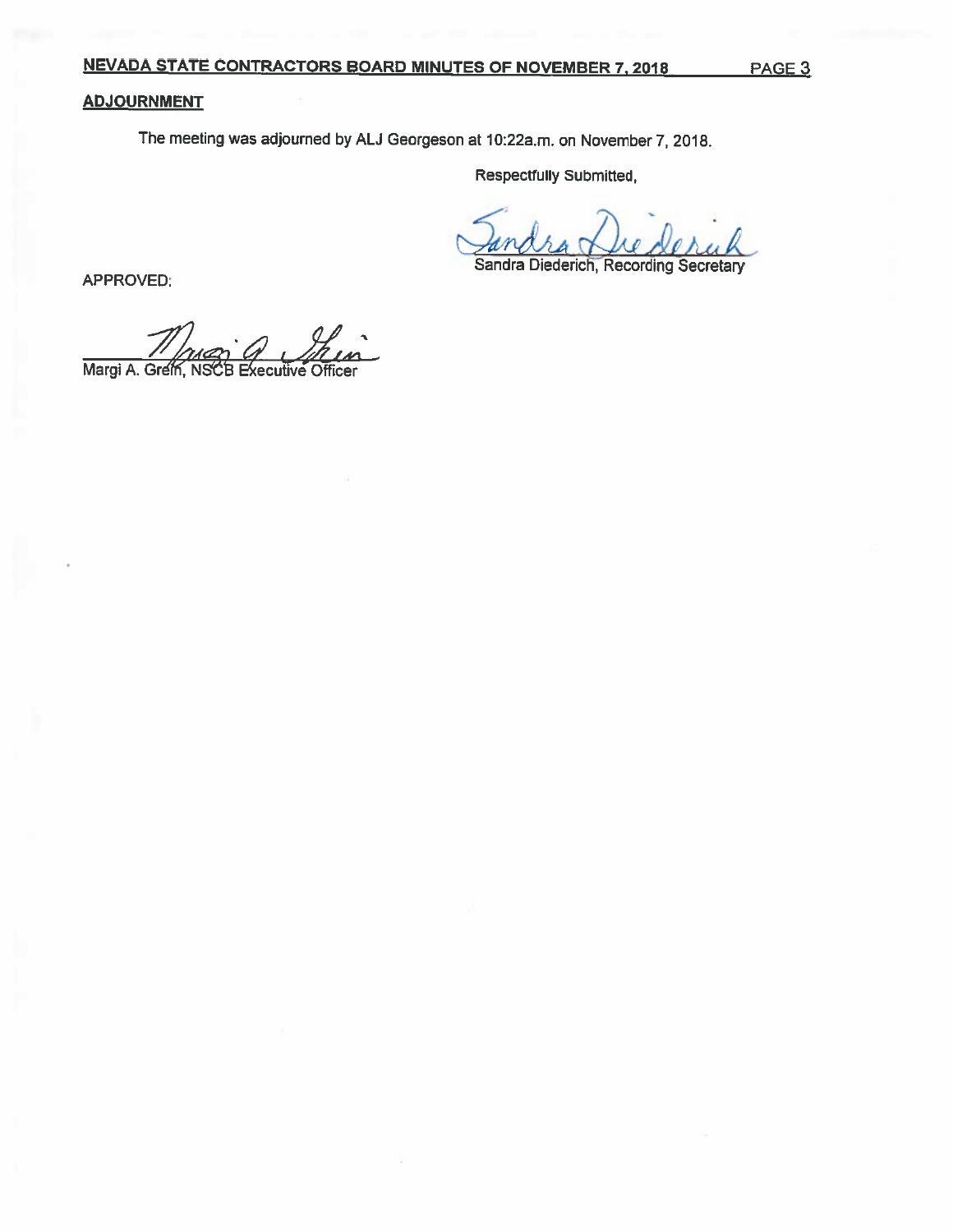## ADJOURNMENT

The meeting was adjourned by ALJ Georgeson at 10:22a.m. on November 7, 2018.

Respectfully Submitted,

Sandra Diederich, Recording Secretary

APPROVED:

Margi A. Grein, NSCB Executive Officer